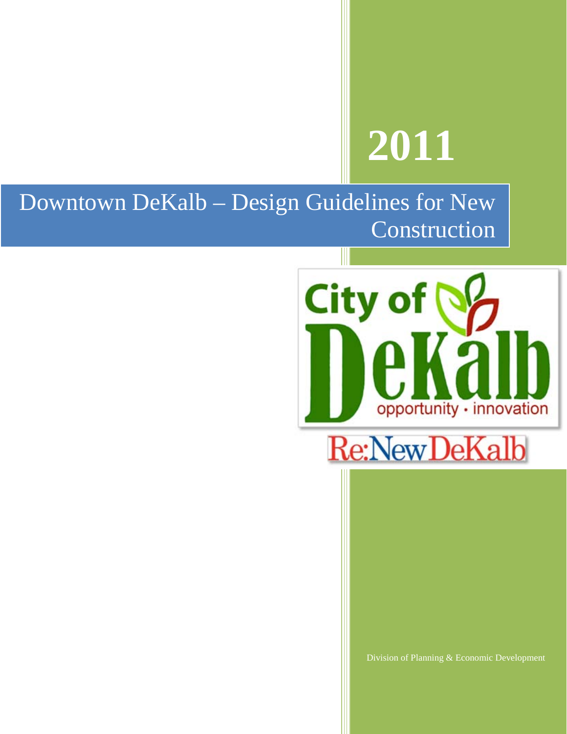# 2011

# Downtown DeKalb – Design Guidelines for New Construction

City of DeKalb

opportunity • innovation

Re:New DeKalb

Division of Planning & Economic Development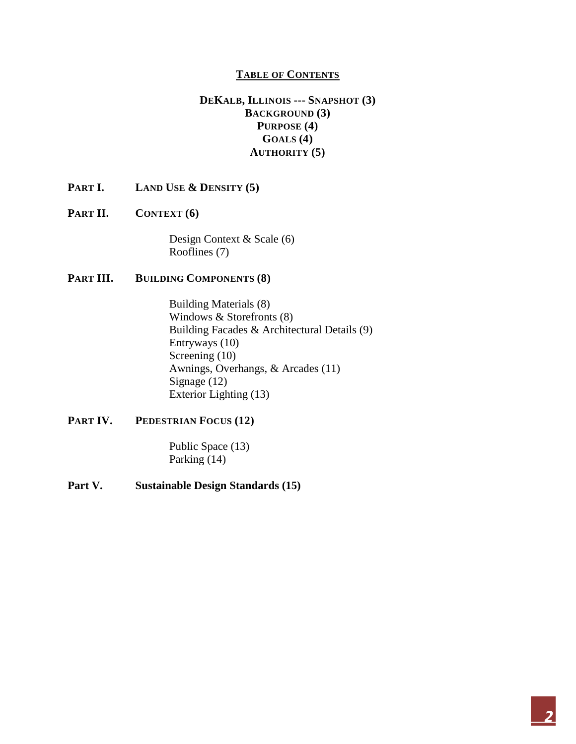## TABLE OF CONTENTS

**DEKALB, ILLINOIS --- SNAPSHOT (3)**
**BACKGROUND (3)**
**PURPOSE (4)**
**GOALS (4)**
**AUTHORITY (5)**

**PART I. LAND USE & DENSITY (5)**

**PART II. CONTEXT (6)**

- Design Context & Scale (6)
- Rooflines (7)

**PART III. BUILDING COMPONENTS (8)**

- Building Materials (8)
- Windows & Storefronts (8)
- Building Facades & Architectural Details (9)
- Entryways (10)
- Screening (10)
- Awnings, Overhangs, & Arcades (11)
- Signage (12)
- Exterior Lighting (13)

**PART IV. PEDESTRIAN FOCUS (12)**

- Public Space (13)
- Parking (14)

**Part V. Sustainable Design Standards (15)**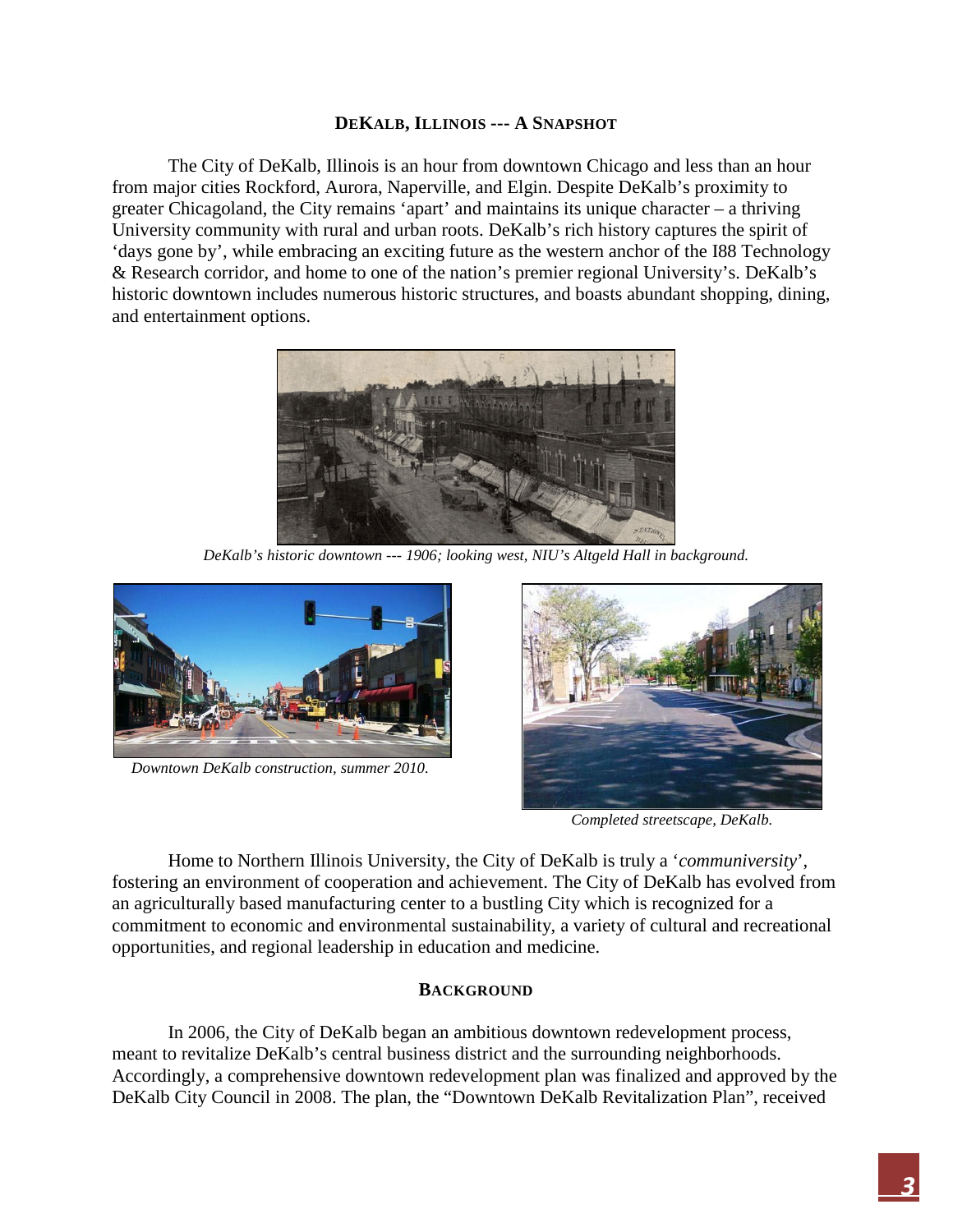## DEKALB, ILLINOIS --- A SNAPSHOT

The City of DeKalb, Illinois is an hour from downtown Chicago and less than an hour from major cities Rockford, Aurora, Naperville, and Elgin. Despite DeKalb's proximity to greater Chicagoland, the City remains 'apart' and maintains its unique character – a thriving University community with rural and urban roots. DeKalb's rich history captures the spirit of 'days gone by', while embracing an exciting future as the western anchor of the I88 Technology & Research corridor, and home to one of the nation's premier regional University's. DeKalb's historic downtown includes numerous historic structures, and boasts abundant shopping, dining, and entertainment options.

*DeKalb's historic downtown --- 1906; looking west, NIU's Altgeld Hall in background.*

*Downtown DeKalb construction, summer 2010.*

*Completed streetscape, DeKalb.*

Home to Northern Illinois University, the City of DeKalb is truly a '*communiversity*', fostering an environment of cooperation and achievement. The City of DeKalb has evolved from an agriculturally based manufacturing center to a bustling City which is recognized for a commitment to economic and environmental sustainability, a variety of cultural and recreational opportunities, and regional leadership in education and medicine.

## BACKGROUND

In 2006, the City of DeKalb began an ambitious downtown redevelopment process, meant to revitalize DeKalb's central business district and the surrounding neighborhoods. Accordingly, a comprehensive downtown redevelopment plan was finalized and approved by the DeKalb City Council in 2008. The plan, the "Downtown DeKalb Revitalization Plan", received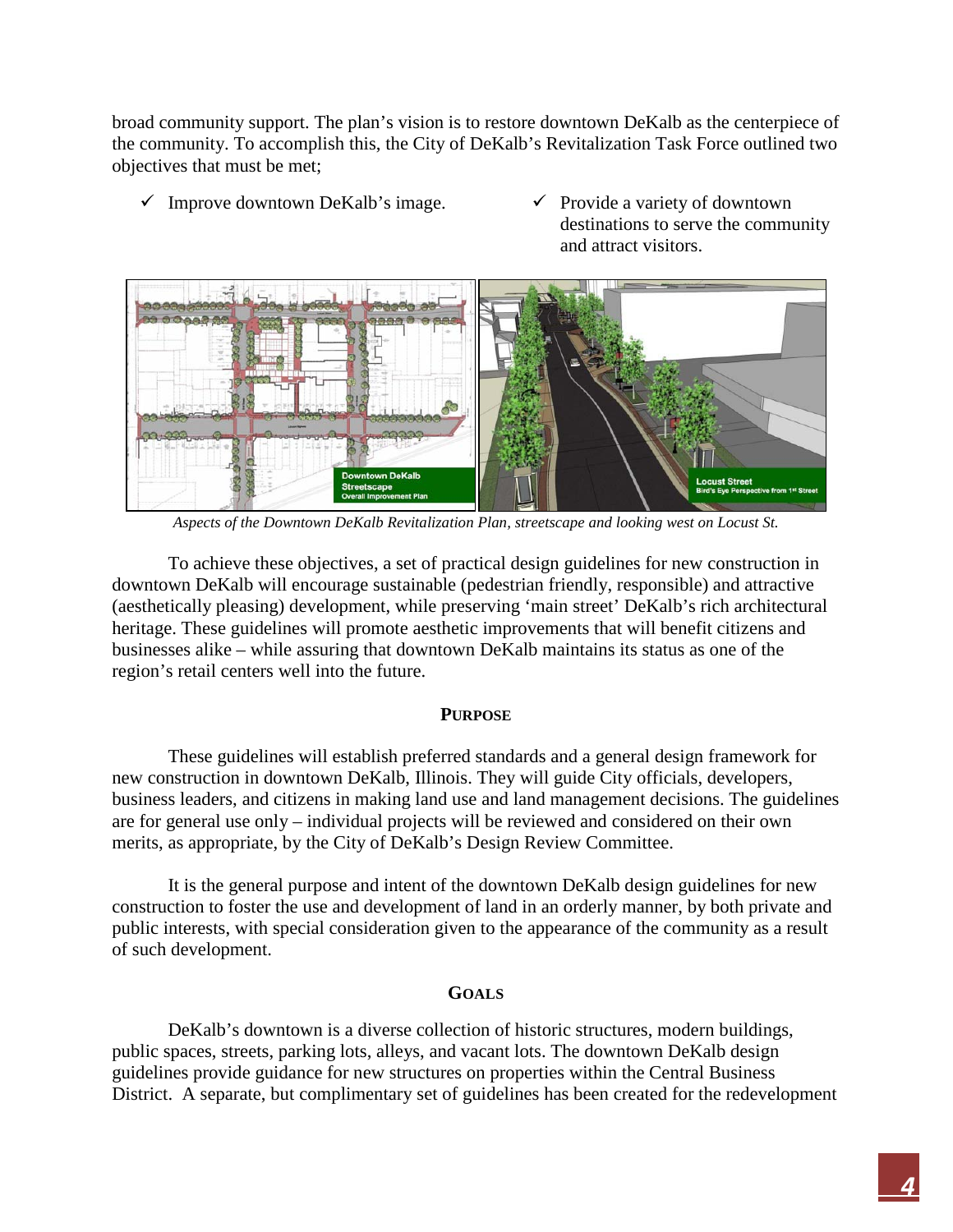broad community support. The plan's vision is to restore downtown DeKalb as the centerpiece of the community. To accomplish this, the City of DeKalb's Revitalization Task Force outlined two objectives that must be met;

- ✓ Improve downtown DeKalb's image.
- ✓ Provide a variety of downtown destinations to serve the community and attract visitors.

*Aspects of the Downtown DeKalb Revitalization Plan, streetscape and looking west on Locust St.*

To achieve these objectives, a set of practical design guidelines for new construction in downtown DeKalb will encourage sustainable (pedestrian friendly, responsible) and attractive (aesthetically pleasing) development, while preserving 'main street' DeKalb's rich architectural heritage. These guidelines will promote aesthetic improvements that will benefit citizens and businesses alike – while assuring that downtown DeKalb maintains its status as one of the region's retail centers well into the future.

## PURPOSE

These guidelines will establish preferred standards and a general design framework for new construction in downtown DeKalb, Illinois. They will guide City officials, developers, business leaders, and citizens in making land use and land management decisions. The guidelines are for general use only – individual projects will be reviewed and considered on their own merits, as appropriate, by the City of DeKalb's Design Review Committee.

It is the general purpose and intent of the downtown DeKalb design guidelines for new construction to foster the use and development of land in an orderly manner, by both private and public interests, with special consideration given to the appearance of the community as a result of such development.

## GOALS

DeKalb's downtown is a diverse collection of historic structures, modern buildings, public spaces, streets, parking lots, alleys, and vacant lots. The downtown DeKalb design guidelines provide guidance for new structures on properties within the Central Business District. A separate, but complimentary set of guidelines has been created for the redevelopment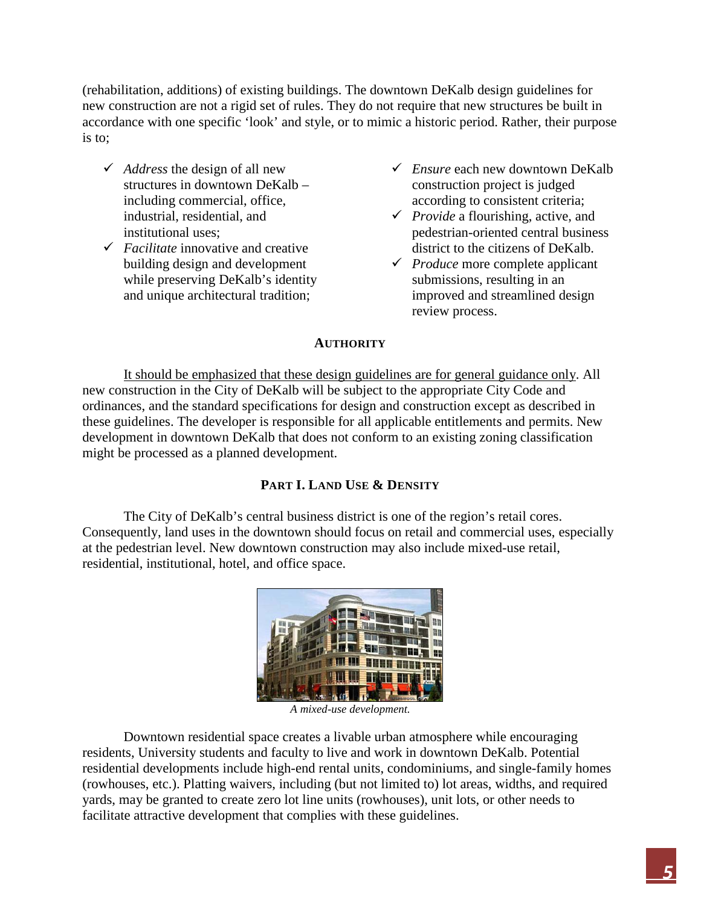(rehabilitation, additions) of existing buildings. The downtown DeKalb design guidelines for new construction are not a rigid set of rules. They do not require that new structures be built in accordance with one specific 'look' and style, or to mimic a historic period. Rather, their purpose is to;

- ✓ *Address* the design of all new structures in downtown DeKalb – including commercial, office, industrial, residential, and institutional uses;
- ✓ *Facilitate* innovative and creative building design and development while preserving DeKalb's identity and unique architectural tradition;
- ✓ *Ensure* each new downtown DeKalb construction project is judged according to consistent criteria;
- ✓ *Provide* a flourishing, active, and pedestrian-oriented central business district to the citizens of DeKalb.
- ✓ *Produce* more complete applicant submissions, resulting in an improved and streamlined design review process.

## AUTHORITY

<u>It should be emphasized that these design guidelines are for general guidance only</u>. All new construction in the City of DeKalb will be subject to the appropriate City Code and ordinances, and the standard specifications for design and construction except as described in these guidelines. The developer is responsible for all applicable entitlements and permits. New development in downtown DeKalb that does not conform to an existing zoning classification might be processed as a planned development.

## PART I. LAND USE & DENSITY

The City of DeKalb's central business district is one of the region's retail cores. Consequently, land uses in the downtown should focus on retail and commercial uses, especially at the pedestrian level. New downtown construction may also include mixed-use retail, residential, institutional, hotel, and office space.

*A mixed-use development.*

Downtown residential space creates a livable urban atmosphere while encouraging residents, University students and faculty to live and work in downtown DeKalb. Potential residential developments include high-end rental units, condominiums, and single-family homes (rowhouses, etc.). Platting waivers, including (but not limited to) lot areas, widths, and required yards, may be granted to create zero lot line units (rowhouses), unit lots, or other needs to facilitate attractive development that complies with these guidelines.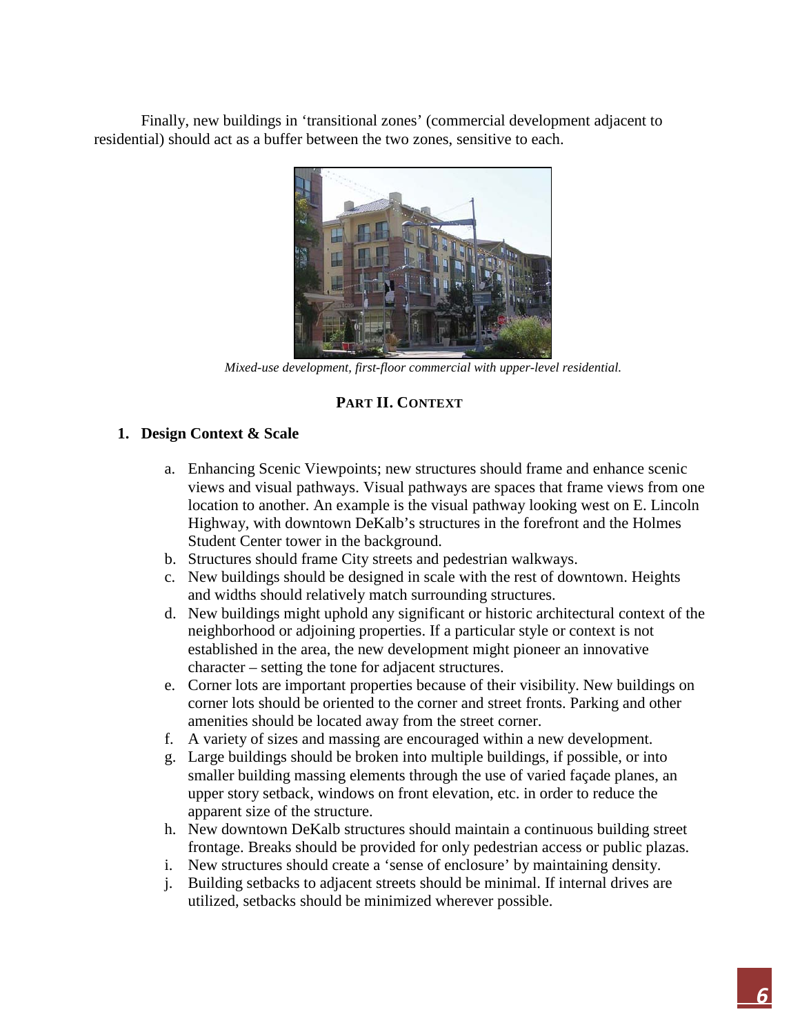Finally, new buildings in 'transitional zones' (commercial development adjacent to residential) should act as a buffer between the two zones, sensitive to each.

*Mixed-use development, first-floor commercial with upper-level residential.*

## PART II. CONTEXT

### 1. Design Context & Scale

a. Enhancing Scenic Viewpoints; new structures should frame and enhance scenic views and visual pathways. Visual pathways are spaces that frame views from one location to another. An example is the visual pathway looking west on E. Lincoln Highway, with downtown DeKalb's structures in the forefront and the Holmes Student Center tower in the background.
b. Structures should frame City streets and pedestrian walkways.
c. New buildings should be designed in scale with the rest of downtown. Heights and widths should relatively match surrounding structures.
d. New buildings might uphold any significant or historic architectural context of the neighborhood or adjoining properties. If a particular style or context is not established in the area, the new development might pioneer an innovative character – setting the tone for adjacent structures.
e. Corner lots are important properties because of their visibility. New buildings on corner lots should be oriented to the corner and street fronts. Parking and other amenities should be located away from the street corner.
f. A variety of sizes and massing are encouraged within a new development.
g. Large buildings should be broken into multiple buildings, if possible, or into smaller building massing elements through the use of varied façade planes, an upper story setback, windows on front elevation, etc. in order to reduce the apparent size of the structure.
h. New downtown DeKalb structures should maintain a continuous building street frontage. Breaks should be provided for only pedestrian access or public plazas.
i. New structures should create a 'sense of enclosure' by maintaining density.
j. Building setbacks to adjacent streets should be minimal. If internal drives are utilized, setbacks should be minimized wherever possible.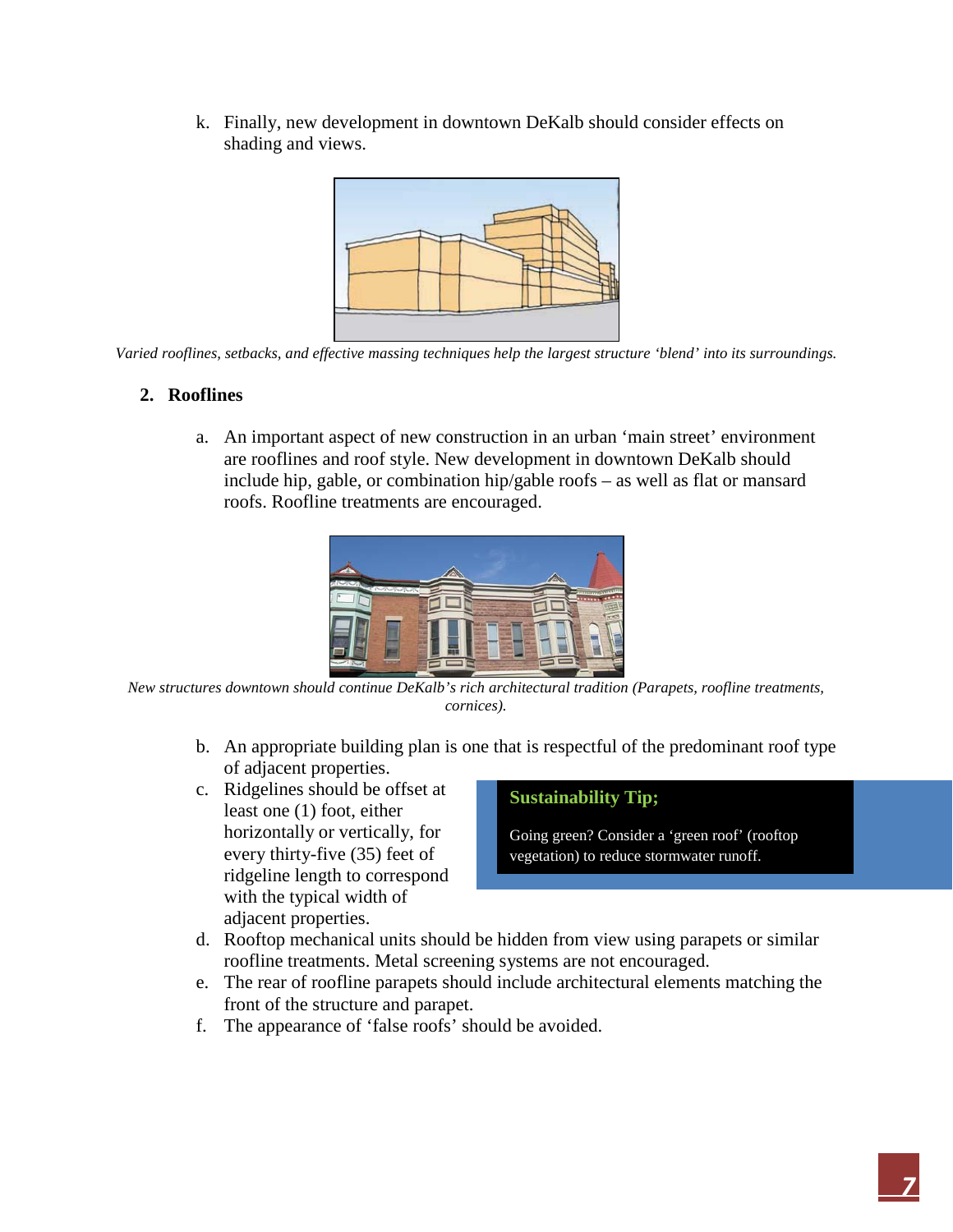k. Finally, new development in downtown DeKalb should consider effects on shading and views.

*Varied rooflines, setbacks, and effective massing techniques help the largest structure 'blend' into its surroundings.*

## 2. Rooflines

a. An important aspect of new construction in an urban 'main street' environment are rooflines and roof style. New development in downtown DeKalb should include hip, gable, or combination hip/gable roofs – as well as flat or mansard roofs. Roofline treatments are encouraged.

*New structures downtown should continue DeKalb's rich architectural tradition (Parapets, roofline treatments, cornices).*

b. An appropriate building plan is one that is respectful of the predominant roof type of adjacent properties.

c. Ridgelines should be offset at least one (1) foot, either horizontally or vertically, for every thirty-five (35) feet of ridgeline length to correspond with the typical width of adjacent properties.

d. Rooftop mechanical units should be hidden from view using parapets or similar roofline treatments. Metal screening systems are not encouraged.

e. The rear of roofline parapets should include architectural elements matching the front of the structure and parapet.

f. The appearance of 'false roofs' should be avoided.

**Sustainability Tip;**

Going green? Consider a 'green roof' (rooftop vegetation) to reduce stormwater runoff.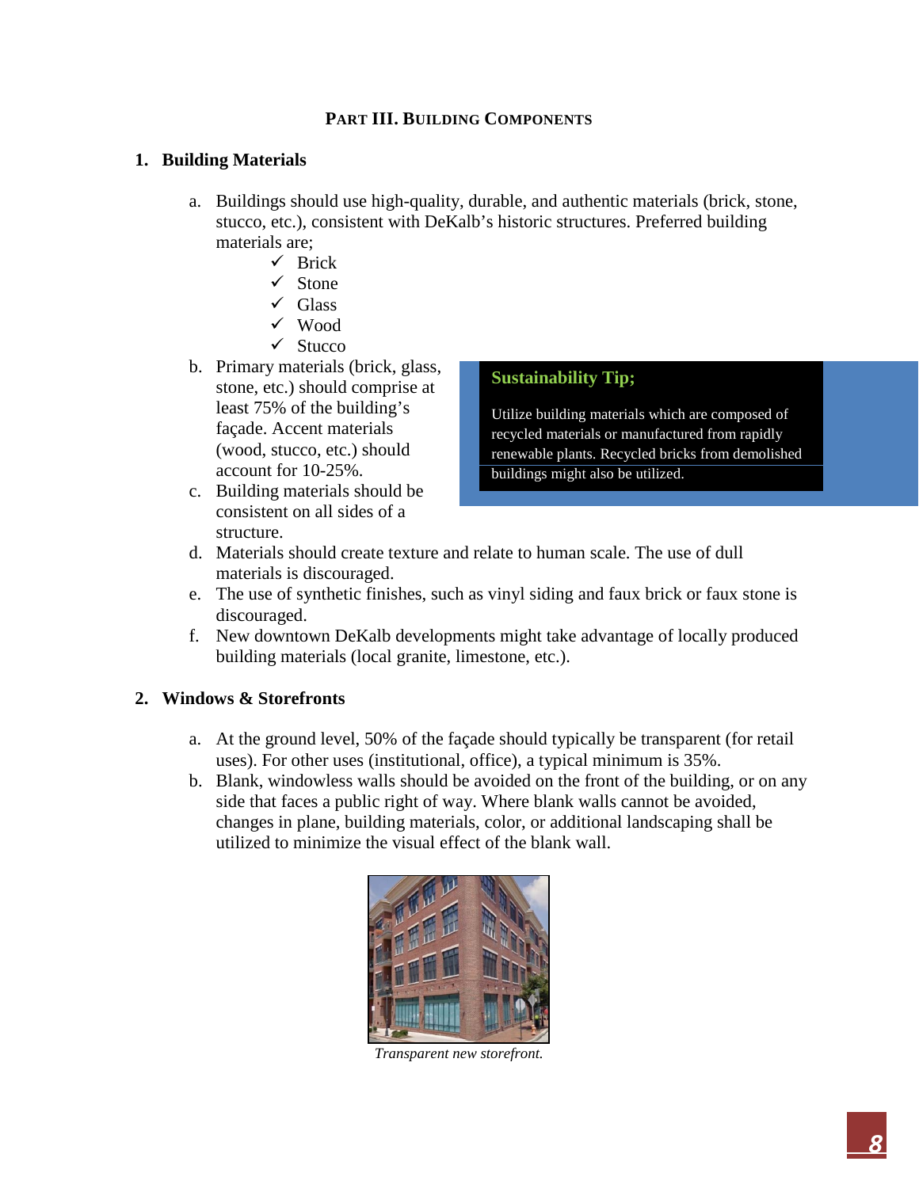## PART III. BUILDING COMPONENTS

### 1. Building Materials

a. Buildings should use high-quality, durable, and authentic materials (brick, stone, stucco, etc.), consistent with DeKalb's historic structures. Preferred building materials are;
   - ✓ Brick
   - ✓ Stone
   - ✓ Glass
   - ✓ Wood
   - ✓ Stucco

b. Primary materials (brick, glass, stone, etc.) should comprise at least 75% of the building's façade. Accent materials (wood, stucco, etc.) should account for 10-25%.

c. Building materials should be consistent on all sides of a structure.

d. Materials should create texture and relate to human scale. The use of dull materials is discouraged.

e. The use of synthetic finishes, such as vinyl siding and faux brick or faux stone is discouraged.

f. New downtown DeKalb developments might take advantage of locally produced building materials (local granite, limestone, etc.).

> **Sustainability Tip;**
>
> Utilize building materials which are composed of recycled materials or manufactured from rapidly renewable plants. Recycled bricks from demolished buildings might also be utilized.

### 2. Windows & Storefronts

a. At the ground level, 50% of the façade should typically be transparent (for retail uses). For other uses (institutional, office), a typical minimum is 35%.

b. Blank, windowless walls should be avoided on the front of the building, or on any side that faces a public right of way. Where blank walls cannot be avoided, changes in plane, building materials, color, or additional landscaping shall be utilized to minimize the visual effect of the blank wall.

*Transparent new storefront.*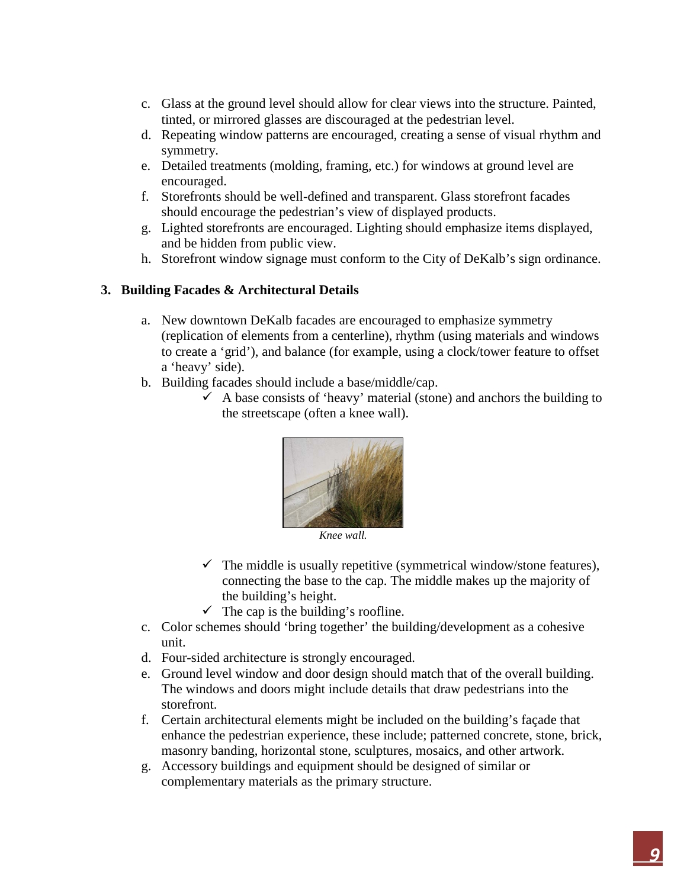c. Glass at the ground level should allow for clear views into the structure. Painted, tinted, or mirrored glasses are discouraged at the pedestrian level.
d. Repeating window patterns are encouraged, creating a sense of visual rhythm and symmetry.
e. Detailed treatments (molding, framing, etc.) for windows at ground level are encouraged.
f. Storefronts should be well-defined and transparent. Glass storefront facades should encourage the pedestrian's view of displayed products.
g. Lighted storefronts are encouraged. Lighting should emphasize items displayed, and be hidden from public view.
h. Storefront window signage must conform to the City of DeKalb's sign ordinance.

**3. Building Facades & Architectural Details**

a. New downtown DeKalb facades are encouraged to emphasize symmetry (replication of elements from a centerline), rhythm (using materials and windows to create a 'grid'), and balance (for example, using a clock/tower feature to offset a 'heavy' side).
b. Building facades should include a base/middle/cap.
   - ✓ A base consists of 'heavy' material (stone) and anchors the building to the streetscape (often a knee wall).

*Knee wall.*

   - ✓ The middle is usually repetitive (symmetrical window/stone features), connecting the base to the cap. The middle makes up the majority of the building's height.
   - ✓ The cap is the building's roofline.

c. Color schemes should 'bring together' the building/development as a cohesive unit.
d. Four-sided architecture is strongly encouraged.
e. Ground level window and door design should match that of the overall building. The windows and doors might include details that draw pedestrians into the storefront.
f. Certain architectural elements might be included on the building's façade that enhance the pedestrian experience, these include; patterned concrete, stone, brick, masonry banding, horizontal stone, sculptures, mosaics, and other artwork.
g. Accessory buildings and equipment should be designed of similar or complementary materials as the primary structure.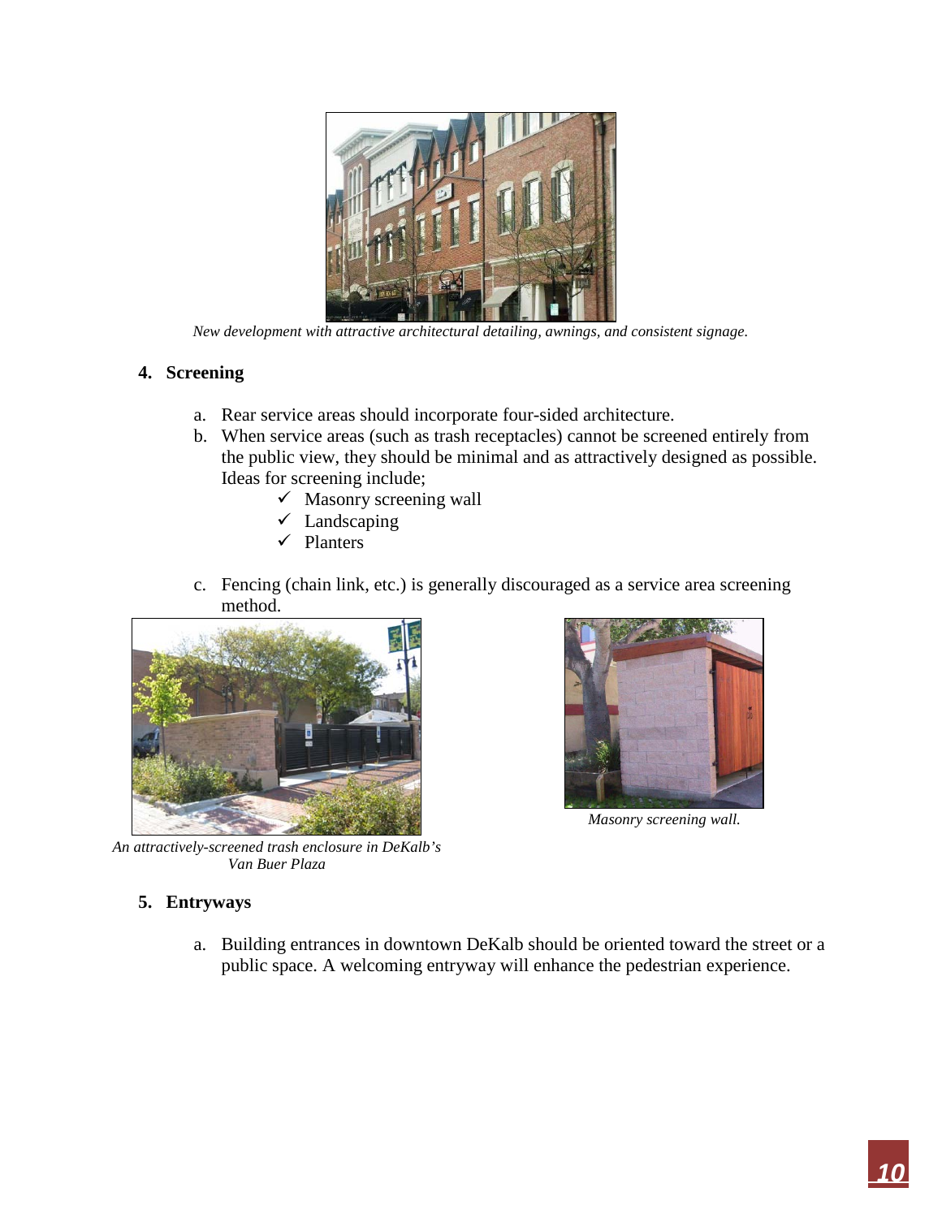*New development with attractive architectural detailing, awnings, and consistent signage.*

## 4. Screening

a. Rear service areas should incorporate four-sided architecture.

b. When service areas (such as trash receptacles) cannot be screened entirely from the public view, they should be minimal and as attractively designed as possible. Ideas for screening include;
   - ✓ Masonry screening wall
   - ✓ Landscaping
   - ✓ Planters

c. Fencing (chain link, etc.) is generally discouraged as a service area screening method.

*An attractively-screened trash enclosure in DeKalb's Van Buer Plaza*

*Masonry screening wall.*

## 5. Entryways

a. Building entrances in downtown DeKalb should be oriented toward the street or a public space. A welcoming entryway will enhance the pedestrian experience.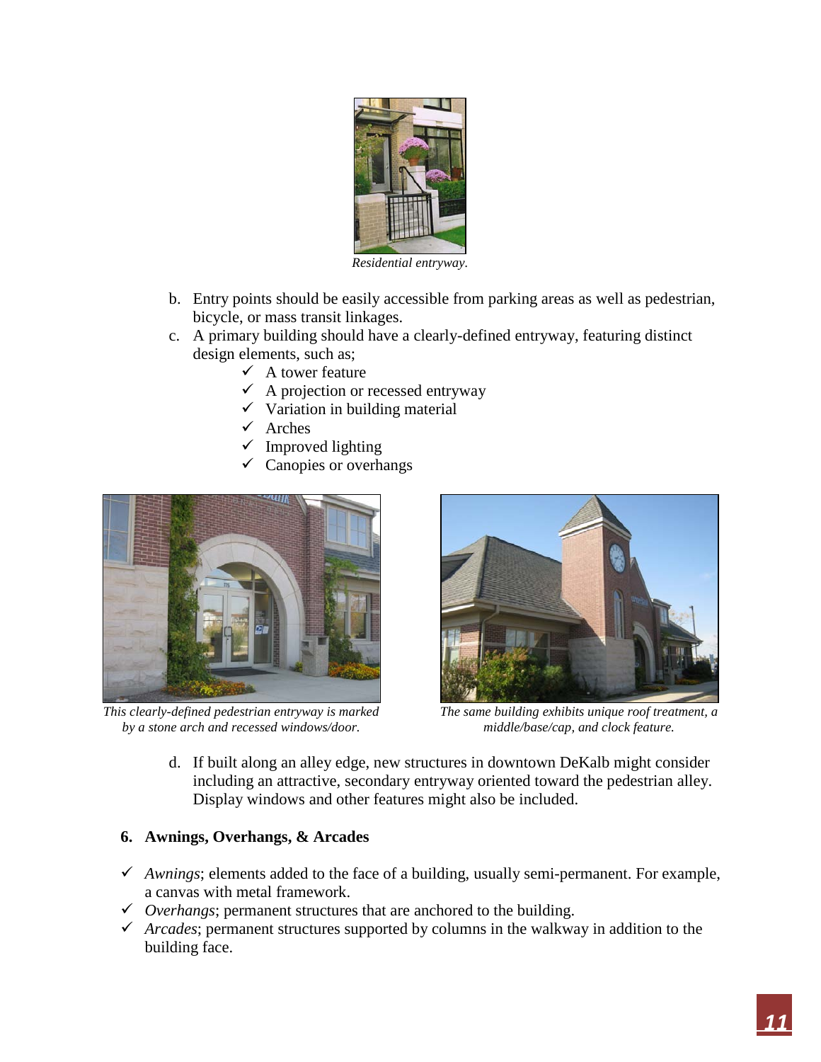*Residential entryway.*

b. Entry points should be easily accessible from parking areas as well as pedestrian, bicycle, or mass transit linkages.

c. A primary building should have a clearly-defined entryway, featuring distinct design elements, such as;
   - ✓ A tower feature
   - ✓ A projection or recessed entryway
   - ✓ Variation in building material
   - ✓ Arches
   - ✓ Improved lighting
   - ✓ Canopies or overhangs

*This clearly-defined pedestrian entryway is marked by a stone arch and recessed windows/door.*

*The same building exhibits unique roof treatment, a middle/base/cap, and clock feature.*

d. If built along an alley edge, new structures in downtown DeKalb might consider including an attractive, secondary entryway oriented toward the pedestrian alley. Display windows and other features might also be included.

**6. Awnings, Overhangs, & Arcades**

- ✓ *Awnings*; elements added to the face of a building, usually semi-permanent. For example, a canvas with metal framework.
- ✓ *Overhangs*; permanent structures that are anchored to the building.
- ✓ *Arcades*; permanent structures supported by columns in the walkway in addition to the building face.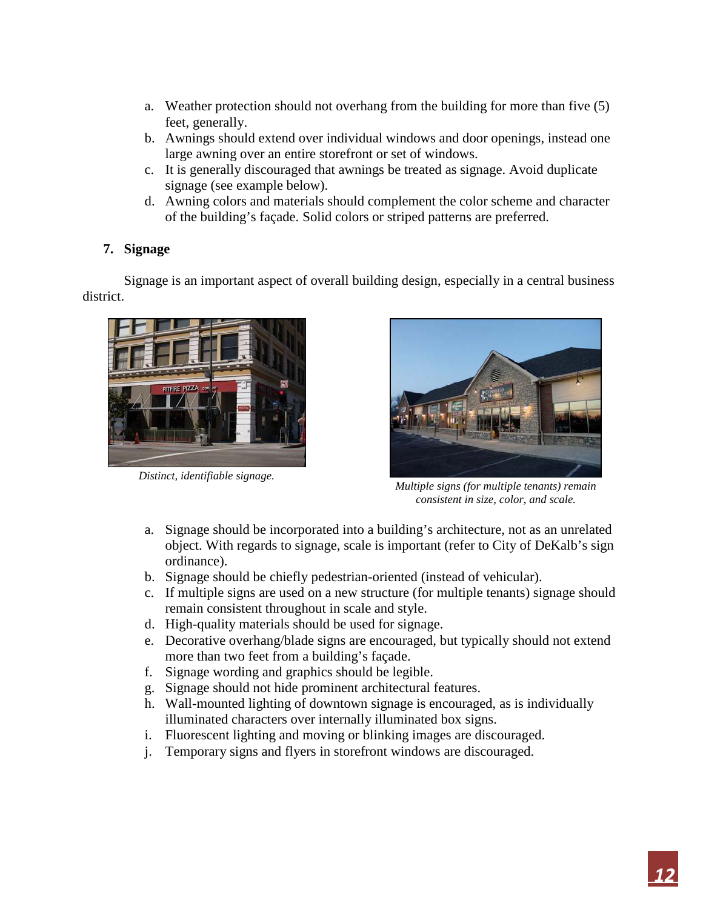a. Weather protection should not overhang from the building for more than five (5) feet, generally.
b. Awnings should extend over individual windows and door openings, instead one large awning over an entire storefront or set of windows.
c. It is generally discouraged that awnings be treated as signage. Avoid duplicate signage (see example below).
d. Awning colors and materials should complement the color scheme and character of the building's façade. Solid colors or striped patterns are preferred.

**7. Signage**

Signage is an important aspect of overall building design, especially in a central business district.

*Distinct, identifiable signage.*

*Multiple signs (for multiple tenants) remain consistent in size, color, and scale.*

a. Signage should be incorporated into a building's architecture, not as an unrelated object. With regards to signage, scale is important (refer to City of DeKalb's sign ordinance).
b. Signage should be chiefly pedestrian-oriented (instead of vehicular).
c. If multiple signs are used on a new structure (for multiple tenants) signage should remain consistent throughout in scale and style.
d. High-quality materials should be used for signage.
e. Decorative overhang/blade signs are encouraged, but typically should not extend more than two feet from a building's façade.
f. Signage wording and graphics should be legible.
g. Signage should not hide prominent architectural features.
h. Wall-mounted lighting of downtown signage is encouraged, as is individually illuminated characters over internally illuminated box signs.
i. Fluorescent lighting and moving or blinking images are discouraged.
j. Temporary signs and flyers in storefront windows are discouraged.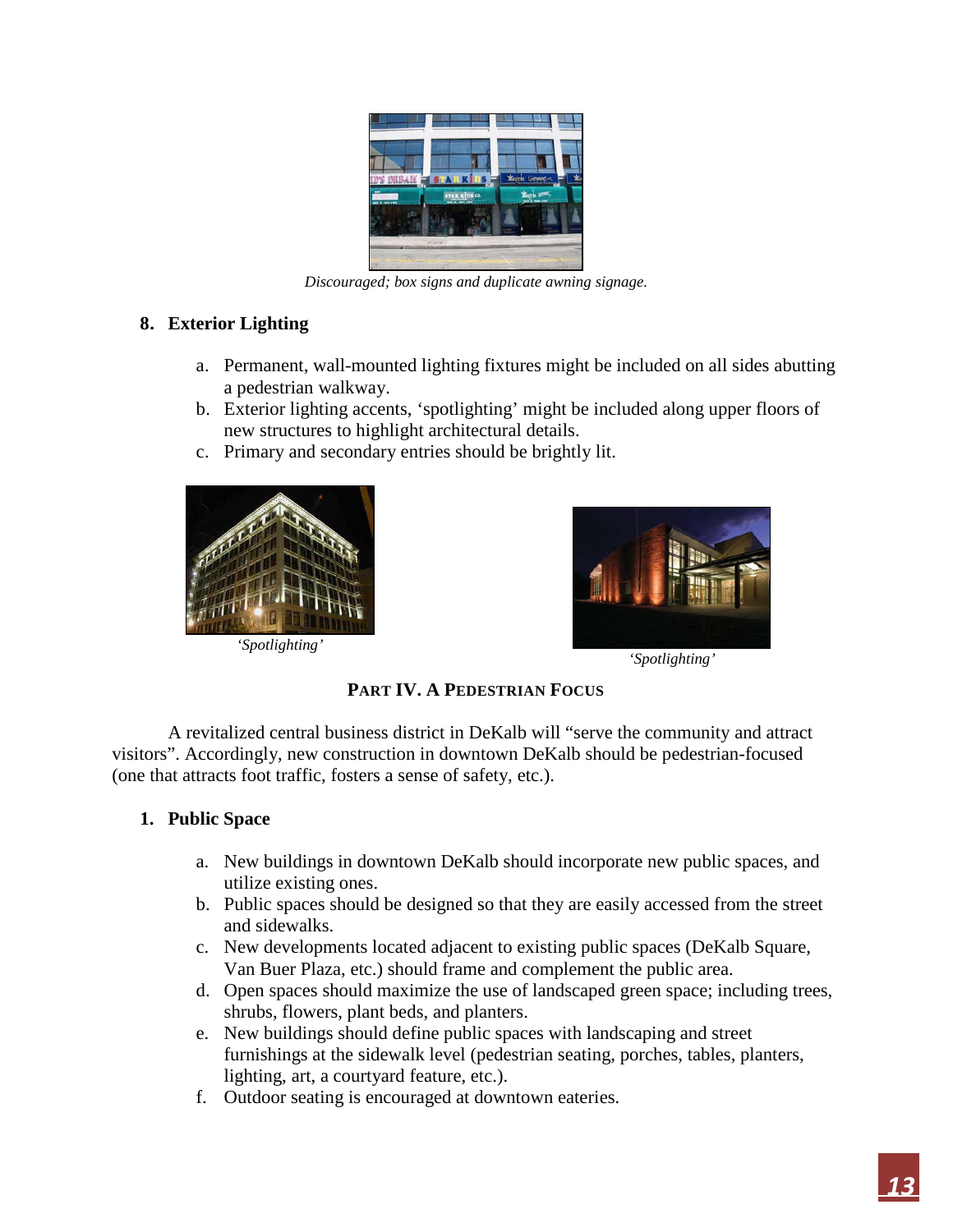*Discouraged; box signs and duplicate awning signage.*

## 8. Exterior Lighting

a. Permanent, wall-mounted lighting fixtures might be included on all sides abutting a pedestrian walkway.
b. Exterior lighting accents, 'spotlighting' might be included along upper floors of new structures to highlight architectural details.
c. Primary and secondary entries should be brightly lit.

*'Spotlighting'*

*'Spotlighting'*

# PART IV. A PEDESTRIAN FOCUS

A revitalized central business district in DeKalb will "serve the community and attract visitors". Accordingly, new construction in downtown DeKalb should be pedestrian-focused (one that attracts foot traffic, fosters a sense of safety, etc.).

## 1. Public Space

a. New buildings in downtown DeKalb should incorporate new public spaces, and utilize existing ones.
b. Public spaces should be designed so that they are easily accessed from the street and sidewalks.
c. New developments located adjacent to existing public spaces (DeKalb Square, Van Buer Plaza, etc.) should frame and complement the public area.
d. Open spaces should maximize the use of landscaped green space; including trees, shrubs, flowers, plant beds, and planters.
e. New buildings should define public spaces with landscaping and street furnishings at the sidewalk level (pedestrian seating, porches, tables, planters, lighting, art, a courtyard feature, etc.).
f. Outdoor seating is encouraged at downtown eateries.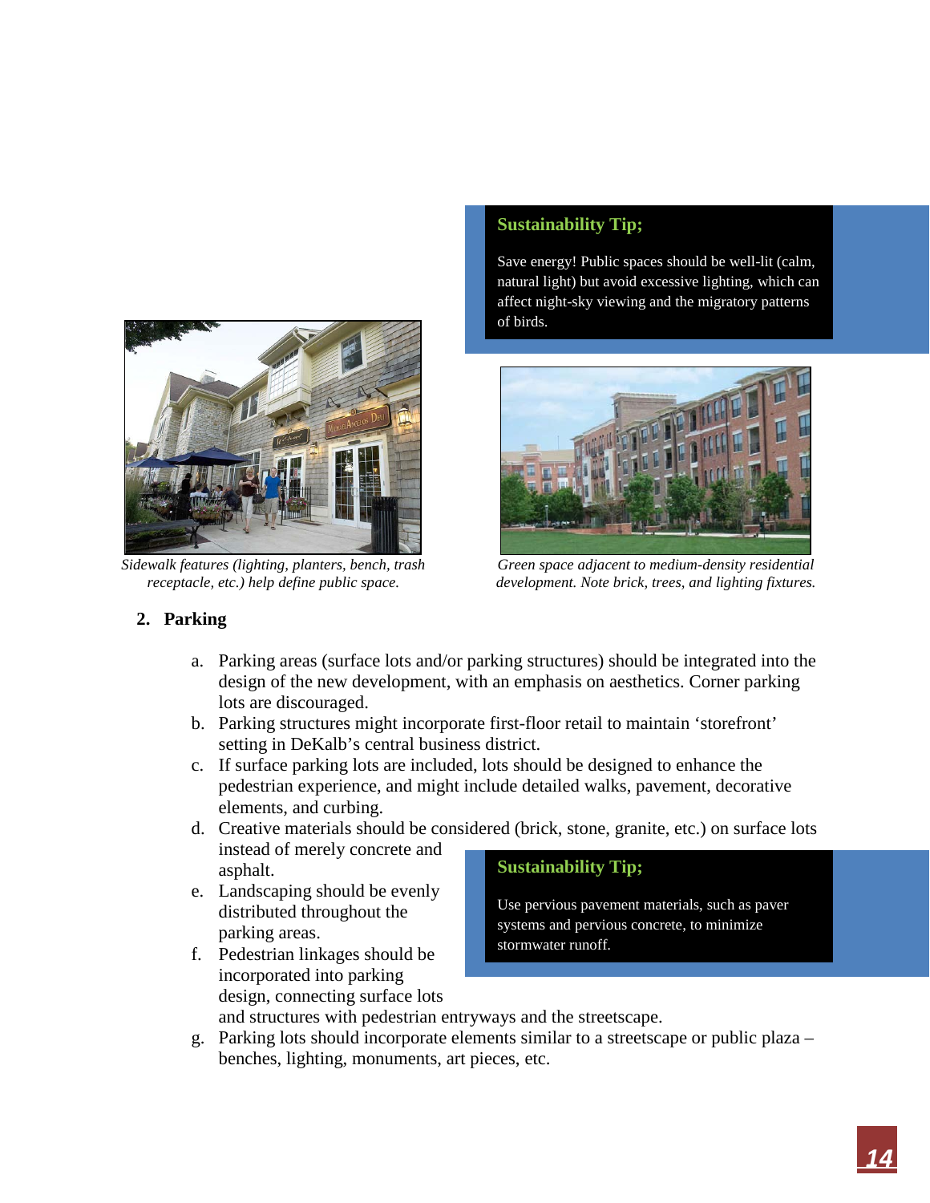**Sustainability Tip;**

Save energy! Public spaces should be well-lit (calm, natural light) but avoid excessive lighting, which can affect night-sky viewing and the migratory patterns of birds.

*Sidewalk features (lighting, planters, bench, trash receptacle, etc.) help define public space.*

*Green space adjacent to medium-density residential development. Note brick, trees, and lighting fixtures.*

## 2. Parking

a. Parking areas (surface lots and/or parking structures) should be integrated into the design of the new development, with an emphasis on aesthetics. Corner parking lots are discouraged.

b. Parking structures might incorporate first-floor retail to maintain 'storefront' setting in DeKalb's central business district.

c. If surface parking lots are included, lots should be designed to enhance the pedestrian experience, and might include detailed walks, pavement, decorative elements, and curbing.

d. Creative materials should be considered (brick, stone, granite, etc.) on surface lots instead of merely concrete and asphalt.

e. Landscaping should be evenly distributed throughout the parking areas.

f. Pedestrian linkages should be incorporated into parking design, connecting surface lots and structures with pedestrian entryways and the streetscape.

g. Parking lots should incorporate elements similar to a streetscape or public plaza – benches, lighting, monuments, art pieces, etc.

**Sustainability Tip;**

Use pervious pavement materials, such as paver systems and pervious concrete, to minimize stormwater runoff.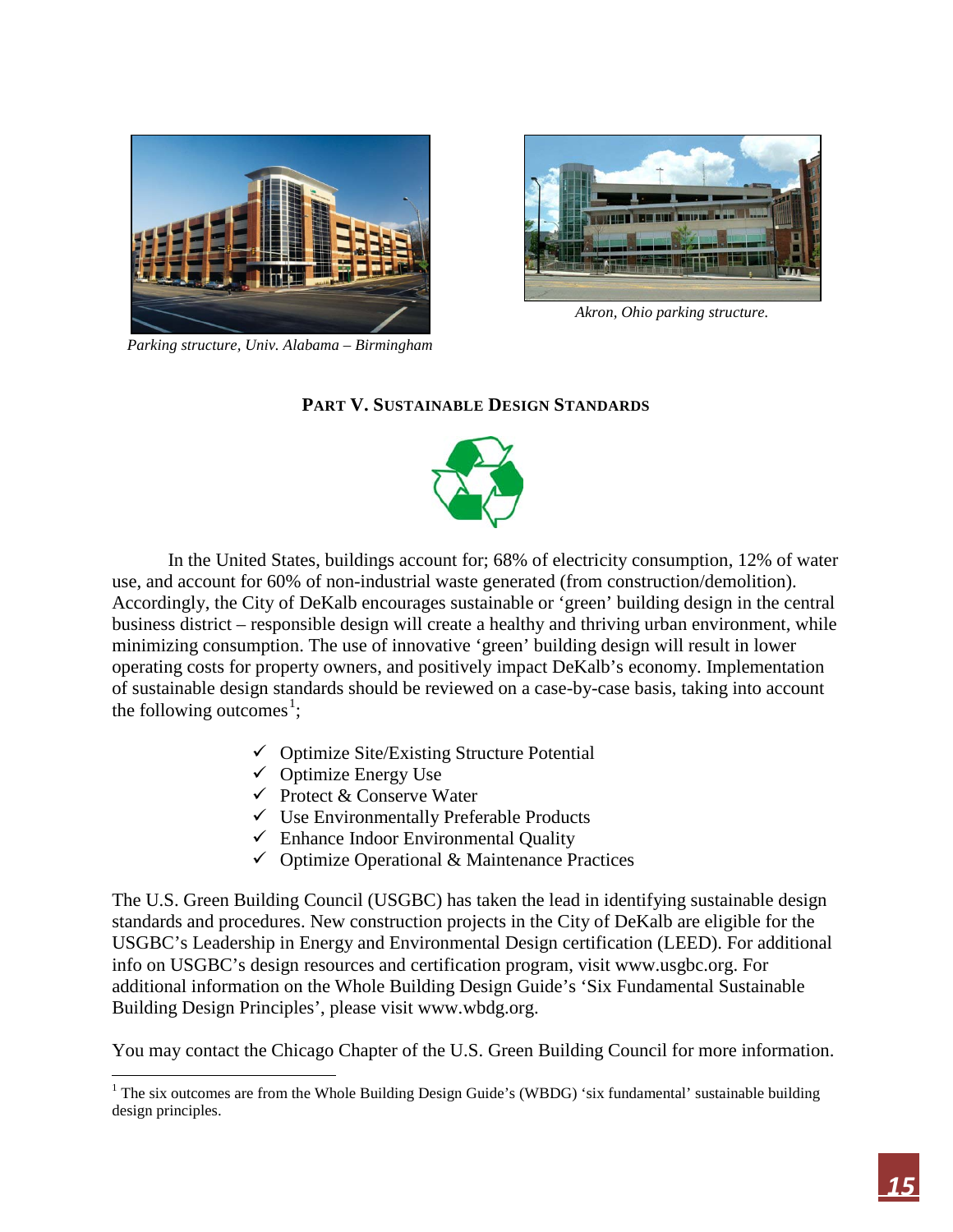*Parking structure, Univ. Alabama – Birmingham*

*Akron, Ohio parking structure.*

## PART V. SUSTAINABLE DESIGN STANDARDS

In the United States, buildings account for; 68% of electricity consumption, 12% of water use, and account for 60% of non-industrial waste generated (from construction/demolition). Accordingly, the City of DeKalb encourages sustainable or 'green' building design in the central business district – responsible design will create a healthy and thriving urban environment, while minimizing consumption. The use of innovative 'green' building design will result in lower operating costs for property owners, and positively impact DeKalb's economy. Implementation of sustainable design standards should be reviewed on a case-by-case basis, taking into account the following outcomes[1];

- ✓ Optimize Site/Existing Structure Potential
- ✓ Optimize Energy Use
- ✓ Protect & Conserve Water
- ✓ Use Environmentally Preferable Products
- ✓ Enhance Indoor Environmental Quality
- ✓ Optimize Operational & Maintenance Practices

The U.S. Green Building Council (USGBC) has taken the lead in identifying sustainable design standards and procedures. New construction projects in the City of DeKalb are eligible for the USGBC's Leadership in Energy and Environmental Design certification (LEED). For additional info on USGBC's design resources and certification program, visit www.usgbc.org. For additional information on the Whole Building Design Guide's 'Six Fundamental Sustainable Building Design Principles', please visit www.wbdg.org.

You may contact the Chicago Chapter of the U.S. Green Building Council for more information.

---

[1] The six outcomes are from the Whole Building Design Guide's (WBDG) 'six fundamental' sustainable building design principles.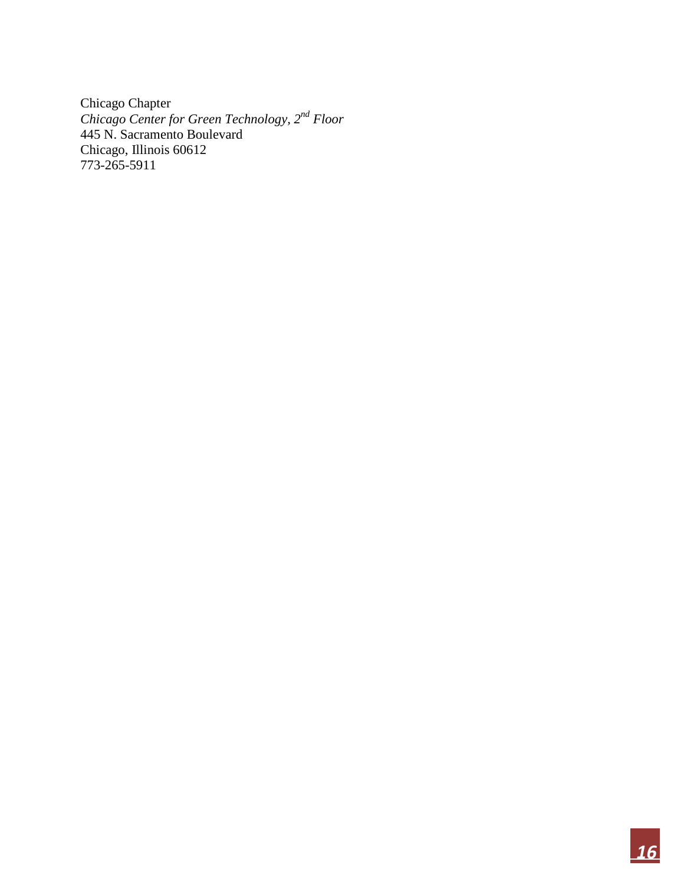Chicago Chapter  
*Chicago Center for Green Technology, 2nd Floor*  
445 N. Sacramento Boulevard  
Chicago, Illinois 60612  
773-265-5911